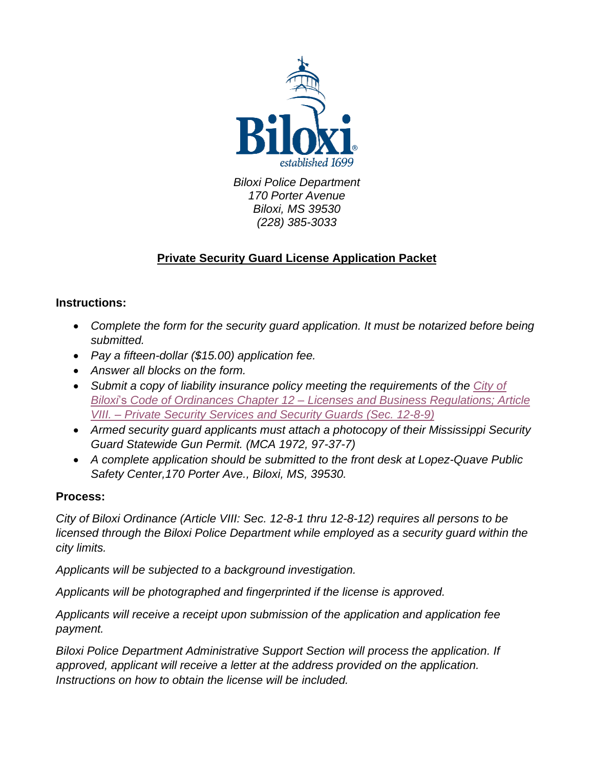Biloxi
established 1699

*Biloxi Police Department*
*170 Porter Avenue*
*Biloxi, MS 39530*
*(228) 385-3033*

# Private Security Guard License Application Packet

**Instructions:**

- *Complete the form for the security guard application. It must be notarized before being submitted.*
- *Pay a fifteen-dollar ($15.00) application fee.*
- *Answer all blocks on the form.*
- *Submit a copy of liability insurance policy meeting the requirements of the City of Biloxi's Code of Ordinances Chapter 12 – Licenses and Business Regulations; Article VIII. – Private Security Services and Security Guards (Sec. 12-8-9)*
- *Armed security guard applicants must attach a photocopy of their Mississippi Security Guard Statewide Gun Permit. (MCA 1972, 97-37-7)*
- *A complete application should be submitted to the front desk at Lopez-Quave Public Safety Center,170 Porter Ave., Biloxi, MS, 39530.*

**Process:**

*City of Biloxi Ordinance (Article VIII: Sec. 12-8-1 thru 12-8-12) requires all persons to be licensed through the Biloxi Police Department while employed as a security guard within the city limits.*

*Applicants will be subjected to a background investigation.*

*Applicants will be photographed and fingerprinted if the license is approved.*

*Applicants will receive a receipt upon submission of the application and application fee payment.*

*Biloxi Police Department Administrative Support Section will process the application. If approved, applicant will receive a letter at the address provided on the application. Instructions on how to obtain the license will be included.*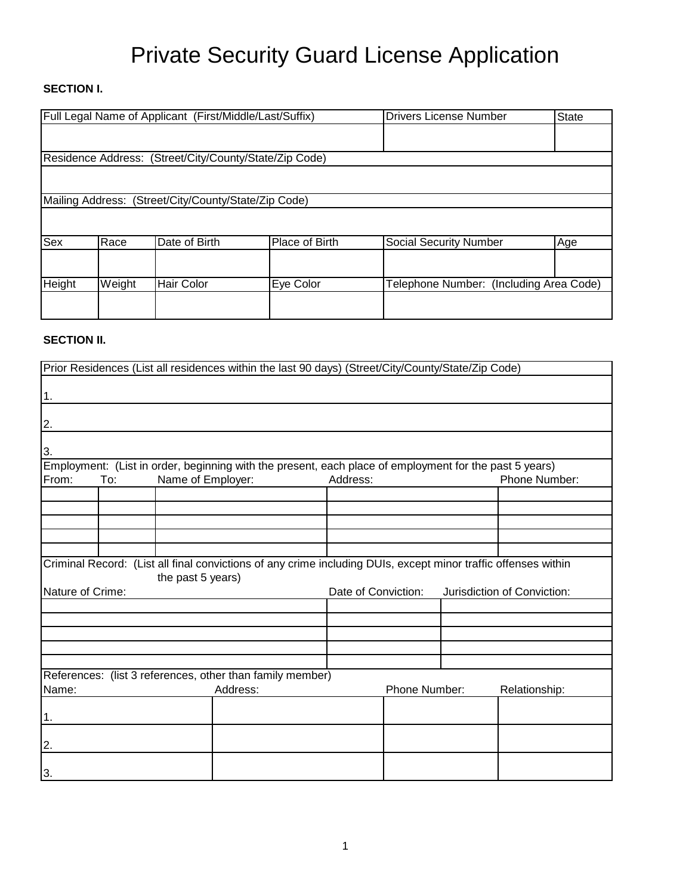# Private Security Guard License Application

**SECTION I.**

| Full Legal Name of Applicant (First/Middle/Last/Suffix) | | | | Drivers License Number | State |
|---|---|---|---|---|---|
| | | | | | |
| Residence Address: (Street/City/County/State/Zip Code) | | | | | |
| | | | | | |
| Mailing Address: (Street/City/County/State/Zip Code) | | | | | |
| | | | | | |
| Sex | Race | Date of Birth | Place of Birth | Social Security Number | Age |
| | | | | | |
| Height | Weight | Hair Color | Eye Color | Telephone Number: (Including Area Code) | |
| | | | | | |

**SECTION II.**

Prior Residences (List all residences within the last 90 days) (Street/City/County/State/Zip Code)

1.

2.

3.

Employment: (List in order, beginning with the present, each place of employment for the past 5 years)

| From: | To: | Name of Employer: | Address: | Phone Number: |
|---|---|---|---|---|
| | | | | |
| | | | | |
| | | | | |
| | | | | |
| | | | | |

Criminal Record: (List all final convictions of any crime including DUIs, except minor traffic offenses within the past 5 years)

| Nature of Crime: | Date of Conviction: | Jurisdiction of Conviction: |
|---|---|---|
| | | |
| | | |
| | | |
| | | |
| | | |

References: (list 3 references, other than family member)

| Name: | Address: | Phone Number: | Relationship: |
|---|---|---|---|
| 1. | | | |
| 2. | | | |
| 3. | | | |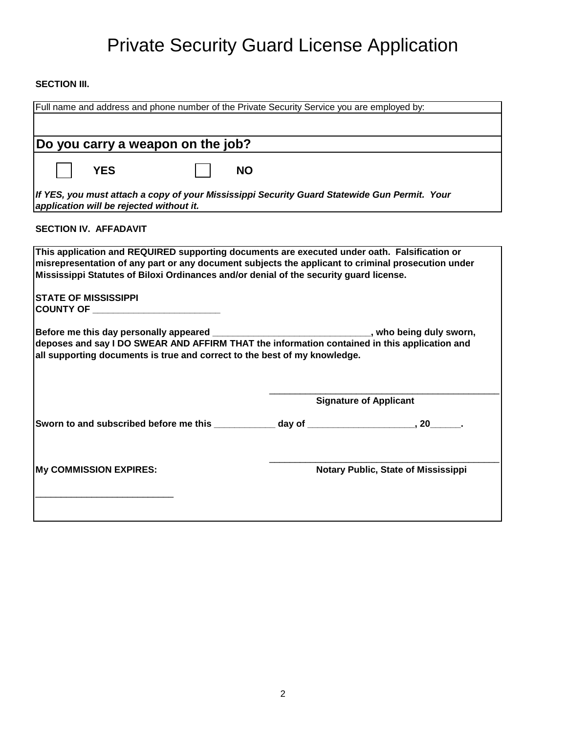# Private Security Guard License Application

**SECTION III.**

Full name and address and phone number of the Private Security Service you are employed by:

## Do you carry a weapon on the job?

☐ **YES** ☐ **NO**

***If YES, you must attach a copy of your Mississippi Security Guard Statewide Gun Permit. Your application will be rejected without it.***

**SECTION IV. AFFADAVIT**

**This application and REQUIRED supporting documents are executed under oath. Falsification or misrepresentation of any part or any document subjects the applicant to criminal prosecution under Mississippi Statutes of Biloxi Ordinances and/or denial of the security guard license.**

**STATE OF MISSISSIPPI**
**COUNTY OF __________________________**

**Before me this day personally appeared _______________________________, who being duly sworn, deposes and say I DO SWEAR AND AFFIRM THAT the information contained in this application and all supporting documents is true and correct to the best of my knowledge.**

_______________________________________________
**Signature of Applicant**

**Sworn to and subscribed before me this ____________ day of _____________________, 20______.**

_______________________________________________
**Notary Public, State of Mississippi**

**My COMMISSION EXPIRES:**

___________________________